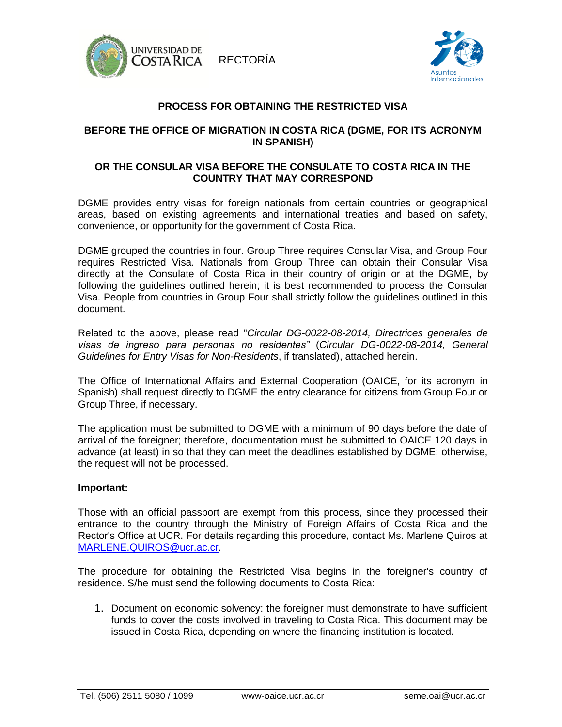UNIVERSIDAD DE COSTA RICA | RECTORÍA | Asuntos Internacionales

## PROCESS FOR OBTAINING THE RESTRICTED VISA

### BEFORE THE OFFICE OF MIGRATION IN COSTA RICA (DGME, FOR ITS ACRONYM IN SPANISH)

### OR THE CONSULAR VISA BEFORE THE CONSULATE TO COSTA RICA IN THE COUNTRY THAT MAY CORRESPOND

DGME provides entry visas for foreign nationals from certain countries or geographical areas, based on existing agreements and international treaties and based on safety, convenience, or opportunity for the government of Costa Rica.

DGME grouped the countries in four. Group Three requires Consular Visa, and Group Four requires Restricted Visa. Nationals from Group Three can obtain their Consular Visa directly at the Consulate of Costa Rica in their country of origin or at the DGME, by following the guidelines outlined herein; it is best recommended to process the Consular Visa. People from countries in Group Four shall strictly follow the guidelines outlined in this document.

Related to the above, please read "*Circular DG-0022-08-2014, Directrices generales de visas de ingreso para personas no residentes"* (*Circular DG-0022-08-2014, General Guidelines for Entry Visas for Non-Residents*, if translated), attached herein.

The Office of International Affairs and External Cooperation (OAICE, for its acronym in Spanish) shall request directly to DGME the entry clearance for citizens from Group Four or Group Three, if necessary.

The application must be submitted to DGME with a minimum of 90 days before the date of arrival of the foreigner; therefore, documentation must be submitted to OAICE 120 days in advance (at least) in so that they can meet the deadlines established by DGME; otherwise, the request will not be processed.

**Important:**

Those with an official passport are exempt from this process, since they processed their entrance to the country through the Ministry of Foreign Affairs of Costa Rica and the Rector's Office at UCR. For details regarding this procedure, contact Ms. Marlene Quiros at [MARLENE.QUIROS@ucr.ac.cr](mailto:MARLENE.QUIROS@ucr.ac.cr).

The procedure for obtaining the Restricted Visa begins in the foreigner's country of residence. S/he must send the following documents to Costa Rica:

1. Document on economic solvency: the foreigner must demonstrate to have sufficient funds to cover the costs involved in traveling to Costa Rica. This document may be issued in Costa Rica, depending on where the financing institution is located.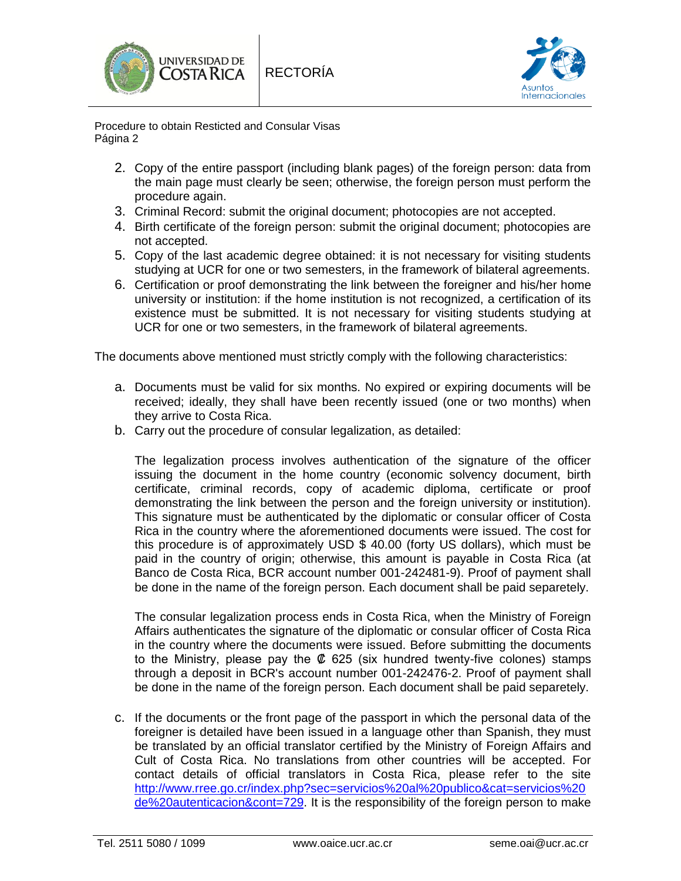2. Copy of the entire passport (including blank pages) of the foreign person: data from the main page must clearly be seen; otherwise, the foreign person must perform the procedure again.
3. Criminal Record: submit the original document; photocopies are not accepted.
4. Birth certificate of the foreign person: submit the original document; photocopies are not accepted.
5. Copy of the last academic degree obtained: it is not necessary for visiting students studying at UCR for one or two semesters, in the framework of bilateral agreements.
6. Certification or proof demonstrating the link between the foreigner and his/her home university or institution: if the home institution is not recognized, a certification of its existence must be submitted. It is not necessary for visiting students studying at UCR for one or two semesters, in the framework of bilateral agreements.

The documents above mentioned must strictly comply with the following characteristics:

a. Documents must be valid for six months. No expired or expiring documents will be received; ideally, they shall have been recently issued (one or two months) when they arrive to Costa Rica.
b. Carry out the procedure of consular legalization, as detailed:

   The legalization process involves authentication of the signature of the officer issuing the document in the home country (economic solvency document, birth certificate, criminal records, copy of academic diploma, certificate or proof demonstrating the link between the person and the foreign university or institution). This signature must be authenticated by the diplomatic or consular officer of Costa Rica in the country where the aforementioned documents were issued. The cost for this procedure is of approximately USD $ 40.00 (forty US dollars), which must be paid in the country of origin; otherwise, this amount is payable in Costa Rica (at Banco de Costa Rica, BCR account number 001-242481-9). Proof of payment shall be done in the name of the foreign person. Each document shall be paid separetely.

   The consular legalization process ends in Costa Rica, when the Ministry of Foreign Affairs authenticates the signature of the diplomatic or consular officer of Costa Rica in the country where the documents were issued. Before submitting the documents to the Ministry, please pay the ₡ 625 (six hundred twenty-five colones) stamps through a deposit in BCR's account number 001-242476-2. Proof of payment shall be done in the name of the foreign person. Each document shall be paid separetely.

c. If the documents or the front page of the passport in which the personal data of the foreigner is detailed have been issued in a language other than Spanish, they must be translated by an official translator certified by the Ministry of Foreign Affairs and Cult of Costa Rica. No translations from other countries will be accepted. For contact details of official translators in Costa Rica, please refer to the site http://www.rree.go.cr/index.php?sec=servicios%20al%20publico&cat=servicios%20de%20autenticacion&cont=729. It is the responsibility of the foreign person to make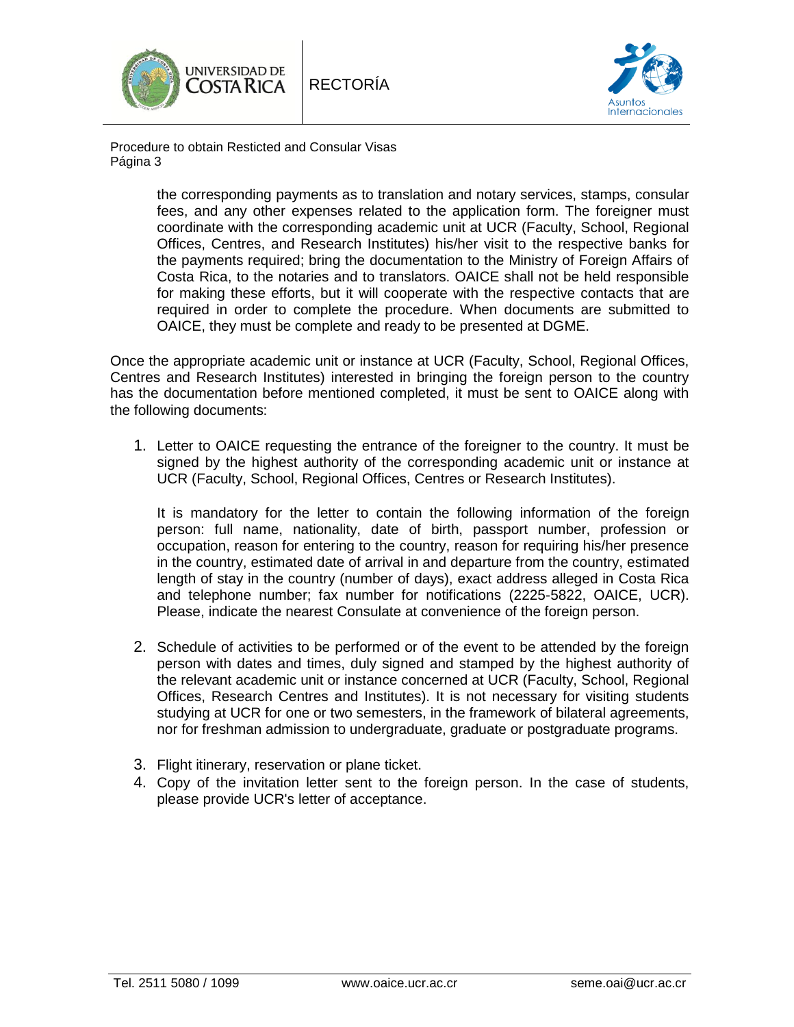the corresponding payments as to translation and notary services, stamps, consular fees, and any other expenses related to the application form. The foreigner must coordinate with the corresponding academic unit at UCR (Faculty, School, Regional Offices, Centres, and Research Institutes) his/her visit to the respective banks for the payments required; bring the documentation to the Ministry of Foreign Affairs of Costa Rica, to the notaries and to translators. OAICE shall not be held responsible for making these efforts, but it will cooperate with the respective contacts that are required in order to complete the procedure. When documents are submitted to OAICE, they must be complete and ready to be presented at DGME.

Once the appropriate academic unit or instance at UCR (Faculty, School, Regional Offices, Centres and Research Institutes) interested in bringing the foreign person to the country has the documentation before mentioned completed, it must be sent to OAICE along with the following documents:

1. Letter to OAICE requesting the entrance of the foreigner to the country. It must be signed by the highest authority of the corresponding academic unit or instance at UCR (Faculty, School, Regional Offices, Centres or Research Institutes).

   It is mandatory for the letter to contain the following information of the foreign person: full name, nationality, date of birth, passport number, profession or occupation, reason for entering to the country, reason for requiring his/her presence in the country, estimated date of arrival in and departure from the country, estimated length of stay in the country (number of days), exact address alleged in Costa Rica and telephone number; fax number for notifications (2225-5822, OAICE, UCR). Please, indicate the nearest Consulate at convenience of the foreign person.

2. Schedule of activities to be performed or of the event to be attended by the foreign person with dates and times, duly signed and stamped by the highest authority of the relevant academic unit or instance concerned at UCR (Faculty, School, Regional Offices, Research Centres and Institutes). It is not necessary for visiting students studying at UCR for one or two semesters, in the framework of bilateral agreements, nor for freshman admission to undergraduate, graduate or postgraduate programs.

3. Flight itinerary, reservation or plane ticket.
4. Copy of the invitation letter sent to the foreign person. In the case of students, please provide UCR's letter of acceptance.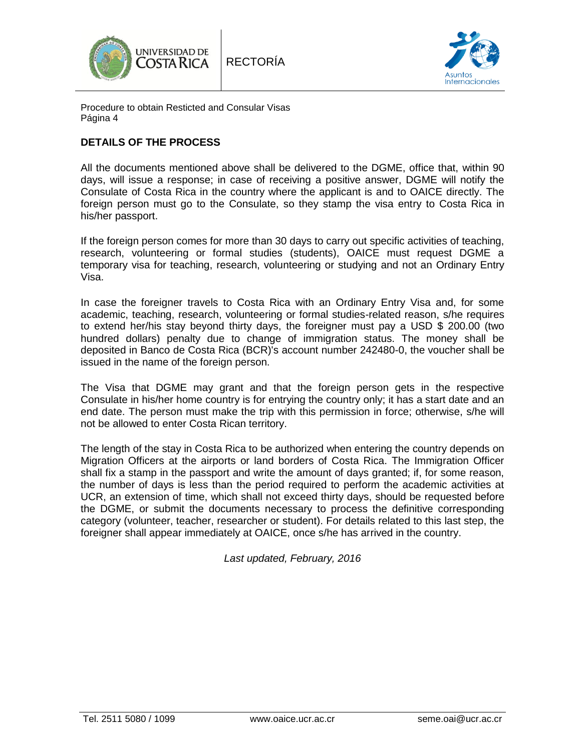## DETAILS OF THE PROCESS

All the documents mentioned above shall be delivered to the DGME, office that, within 90 days, will issue a response; in case of receiving a positive answer, DGME will notify the Consulate of Costa Rica in the country where the applicant is and to OAICE directly. The foreign person must go to the Consulate, so they stamp the visa entry to Costa Rica in his/her passport.

If the foreign person comes for more than 30 days to carry out specific activities of teaching, research, volunteering or formal studies (students), OAICE must request DGME a temporary visa for teaching, research, volunteering or studying and not an Ordinary Entry Visa.

In case the foreigner travels to Costa Rica with an Ordinary Entry Visa and, for some academic, teaching, research, volunteering or formal studies-related reason, s/he requires to extend her/his stay beyond thirty days, the foreigner must pay a USD $ 200.00 (two hundred dollars) penalty due to change of immigration status. The money shall be deposited in Banco de Costa Rica (BCR)'s account number 242480-0, the voucher shall be issued in the name of the foreign person.

The Visa that DGME may grant and that the foreign person gets in the respective Consulate in his/her home country is for entrying the country only; it has a start date and an end date. The person must make the trip with this permission in force; otherwise, s/he will not be allowed to enter Costa Rican territory.

The length of the stay in Costa Rica to be authorized when entering the country depends on Migration Officers at the airports or land borders of Costa Rica. The Immigration Officer shall fix a stamp in the passport and write the amount of days granted; if, for some reason, the number of days is less than the period required to perform the academic activities at UCR, an extension of time, which shall not exceed thirty days, should be requested before the DGME, or submit the documents necessary to process the definitive corresponding category (volunteer, teacher, researcher or student). For details related to this last step, the foreigner shall appear immediately at OAICE, once s/he has arrived in the country.

*Last updated, February, 2016*